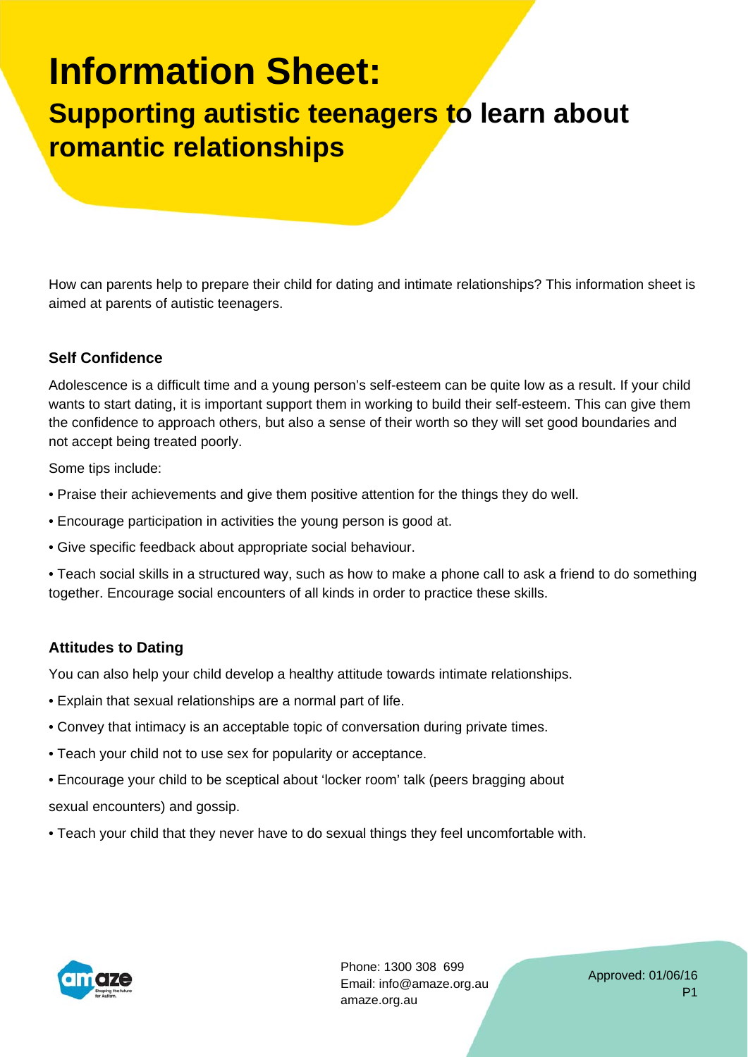# Information Sheet:

## Supporting autistic teenagers to learn about romantic relationships

How can parents help to prepare their child for dating and intimate relationships? This information sheet is aimed at parents of autistic teenagers.

### Self Confidence

Adolescence is a difficult time and a young person's self-esteem can be quite low as a result. If your child wants to start dating, it is important support them in working to build their self-esteem. This can give them the confidence to approach others, but also a sense of their worth so they will set good boundaries and not accept being treated poorly.

Some tips include:

- Praise their achievements and give them positive attention for the things they do well.
- Encourage participation in activities the young person is good at.
- Give specific feedback about appropriate social behaviour.
- Teach social skills in a structured way, such as how to make a phone call to ask a friend to do something together. Encourage social encounters of all kinds in order to practice these skills.

### Attitudes to Dating

You can also help your child develop a healthy attitude towards intimate relationships.

- Explain that sexual relationships are a normal part of life.
- Convey that intimacy is an acceptable topic of conversation during private times.
- Teach your child not to use sex for popularity or acceptance.
- Encourage your child to be sceptical about 'locker room' talk (peers bragging about sexual encounters) and gossip.
- Teach your child that they never have to do sexual things they feel uncomfortable with.

Phone: 1300 308 699
Email: info@amaze.org.au
amaze.org.au

Approved: 01/06/16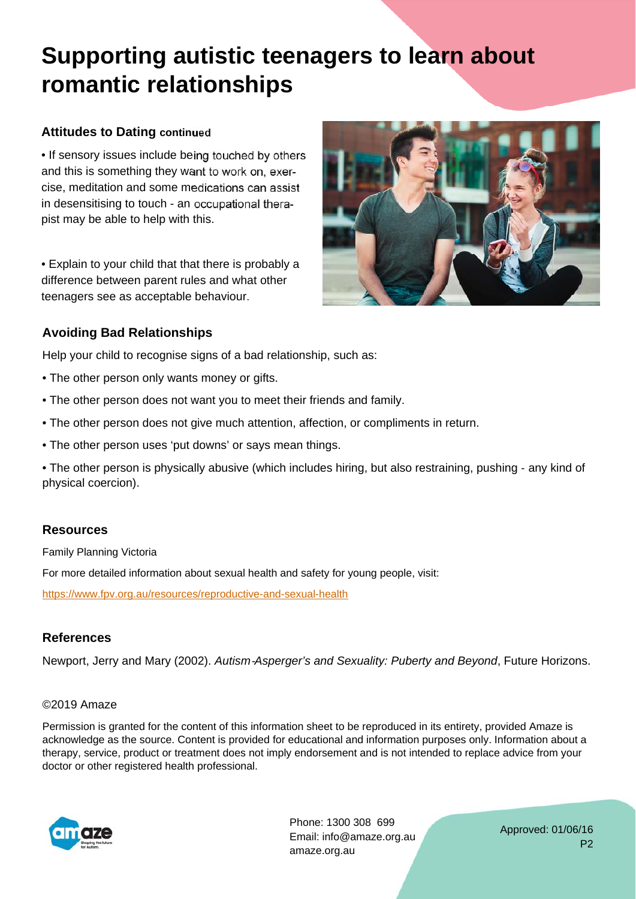# Supporting autistic teenagers to learn about romantic relationships

### Attitudes to Dating continued

• If sensory issues include being touched by others and this is something they want to work on, exercise, meditation and some medications can assist in desensitising to touch - an occupational therapist may be able to help with this.

• Explain to your child that that there is probably a difference between parent rules and what other teenagers see as acceptable behaviour.

### Avoiding Bad Relationships

Help your child to recognise signs of a bad relationship, such as:

• The other person only wants money or gifts.

• The other person does not want you to meet their friends and family.

• The other person does not give much attention, affection, or compliments in return.

• The other person uses 'put downs' or says mean things.

• The other person is physically abusive (which includes hiring, but also restraining, pushing - any kind of physical coercion).

### Resources

Family Planning Victoria

For more detailed information about sexual health and safety for young people, visit:

https://www.fpv.org.au/resources/reproductive-and-sexual-health

### References

Newport, Jerry and Mary (2002). *Autism-Asperger's and Sexuality: Puberty and Beyond*, Future Horizons.

©2019 Amaze

Permission is granted for the content of this information sheet to be reproduced in its entirety, provided Amaze is acknowledge as the source. Content is provided for educational and information purposes only. Information about a therapy, service, product or treatment does not imply endorsement and is not intended to replace advice from your doctor or other registered health professional.

Phone: 1300 308 699
Email: info@amaze.org.au
amaze.org.au

Approved: 01/06/16